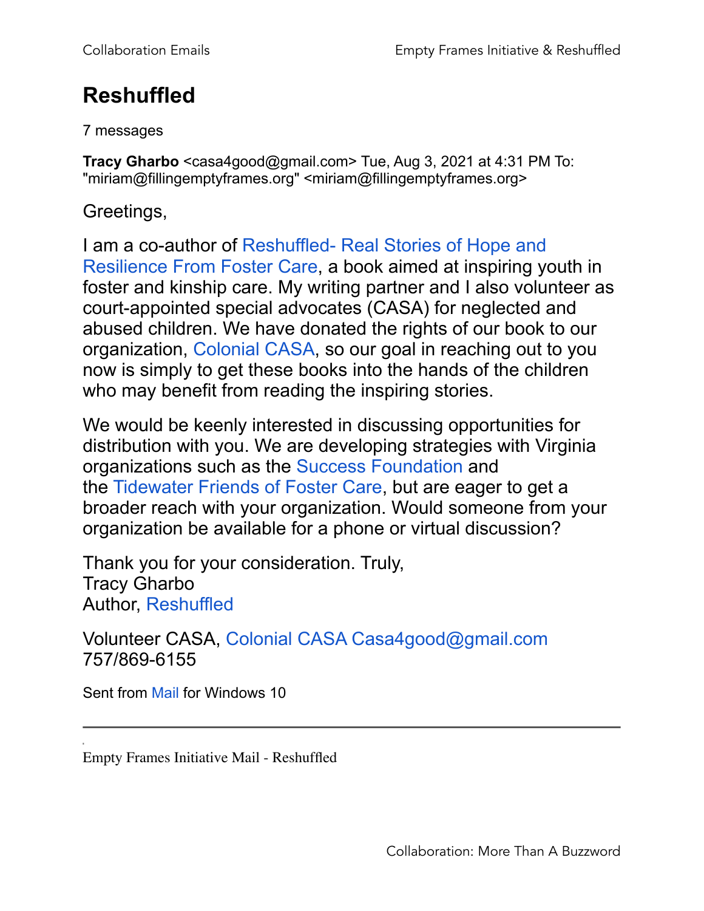# Reshuffled

7 messages

**Tracy Gharbo** <casa4good@gmail.com> Tue, Aug 3, 2021 at 4:31 PM To: "miriam@fillingemptyframes.org" <miriam@fillingemptyframes.org>

Greetings,

I am a co-author of Reshuffled- Real Stories of Hope and Resilience From Foster Care, a book aimed at inspiring youth in foster and kinship care. My writing partner and I also volunteer as court-appointed special advocates (CASA) for neglected and abused children. We have donated the rights of our book to our organization, Colonial CASA, so our goal in reaching out to you now is simply to get these books into the hands of the children who may benefit from reading the inspiring stories.

We would be keenly interested in discussing opportunities for distribution with you. We are developing strategies with Virginia organizations such as the Success Foundation and the Tidewater Friends of Foster Care, but are eager to get a broader reach with your organization. Would someone from your organization be available for a phone or virtual discussion?

Thank you for your consideration. Truly,
Tracy Gharbo
Author, Reshuffled

Volunteer CASA, Colonial CASA Casa4good@gmail.com
757/869-6155

Sent from Mail for Windows 10

---

Empty Frames Initiative Mail - Reshuffled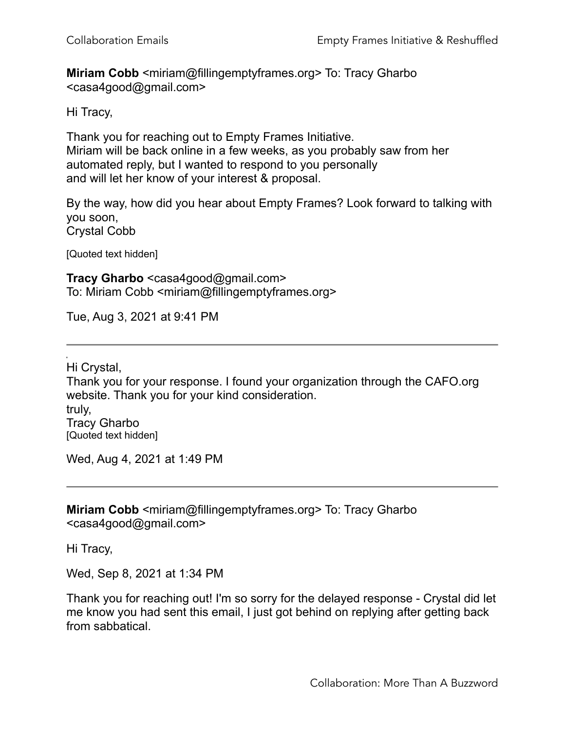**Miriam Cobb** <miriam@fillingemptyframes.org> To: Tracy Gharbo <casa4good@gmail.com>

Hi Tracy,

Thank you for reaching out to Empty Frames Initiative.
Miriam will be back online in a few weeks, as you probably saw from her automated reply, but I wanted to respond to you personally and will let her know of your interest & proposal.

By the way, how did you hear about Empty Frames? Look forward to talking with you soon,
Crystal Cobb

[Quoted text hidden]

**Tracy Gharbo** <casa4good@gmail.com>
To: Miriam Cobb <miriam@fillingemptyframes.org>

Tue, Aug 3, 2021 at 9:41 PM

---

Hi Crystal,
Thank you for your response. I found your organization through the CAFO.org website. Thank you for your kind consideration.
truly,
Tracy Gharbo
[Quoted text hidden]

Wed, Aug 4, 2021 at 1:49 PM

---

**Miriam Cobb** <miriam@fillingemptyframes.org> To: Tracy Gharbo <casa4good@gmail.com>

Hi Tracy,

Wed, Sep 8, 2021 at 1:34 PM

Thank you for reaching out! I'm so sorry for the delayed response - Crystal did let me know you had sent this email, I just got behind on replying after getting back from sabbatical.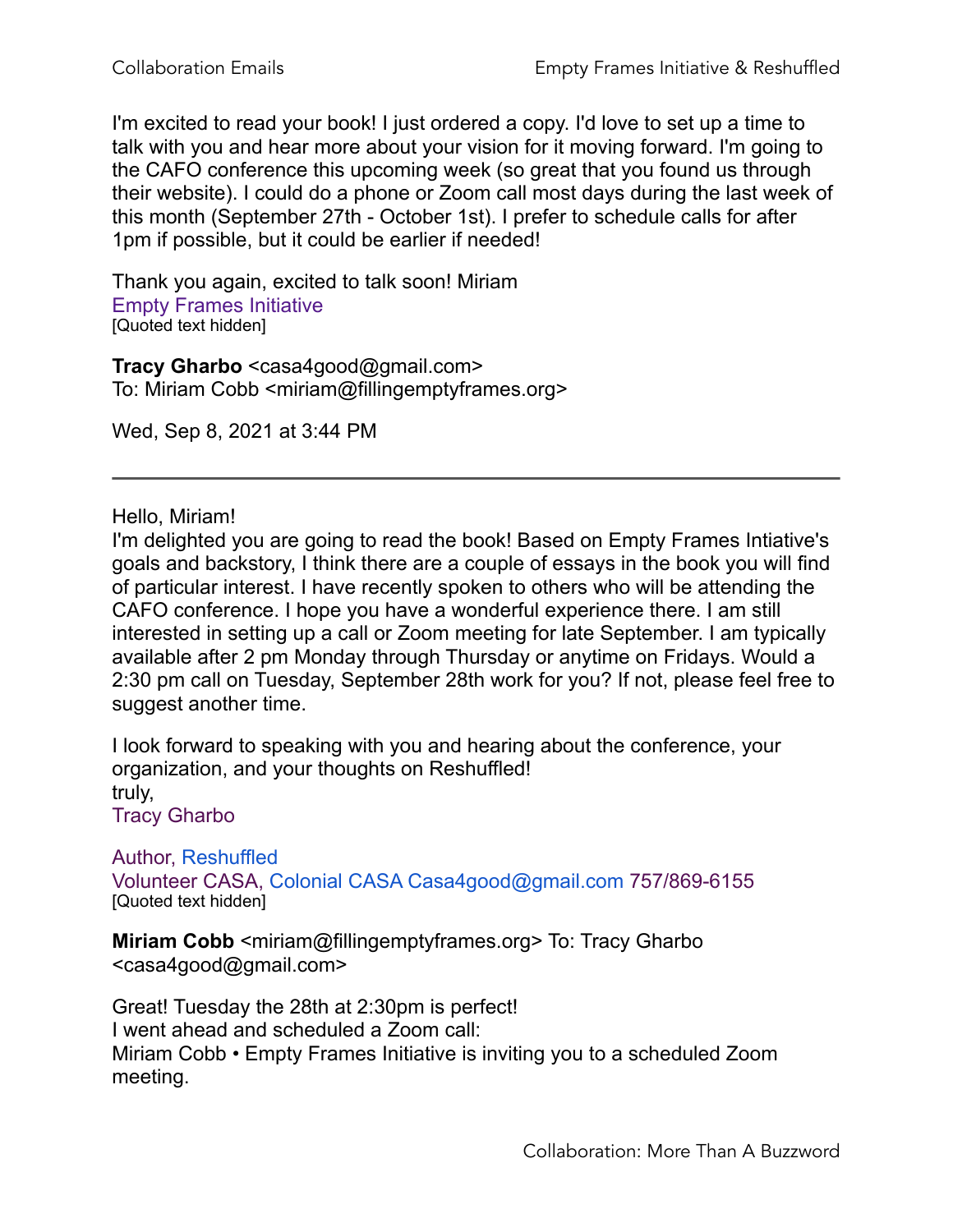I'm excited to read your book! I just ordered a copy. I'd love to set up a time to talk with you and hear more about your vision for it moving forward. I'm going to the CAFO conference this upcoming week (so great that you found us through their website). I could do a phone or Zoom call most days during the last week of this month (September 27th - October 1st). I prefer to schedule calls for after 1pm if possible, but it could be earlier if needed!

Thank you again, excited to talk soon! Miriam
Empty Frames Initiative
[Quoted text hidden]

**Tracy Gharbo** <casa4good@gmail.com>
To: Miriam Cobb <miriam@fillingemptyframes.org>

Wed, Sep 8, 2021 at 3:44 PM

---

Hello, Miriam!
I'm delighted you are going to read the book! Based on Empty Frames Intiative's goals and backstory, I think there are a couple of essays in the book you will find of particular interest. I have recently spoken to others who will be attending the CAFO conference. I hope you have a wonderful experience there. I am still interested in setting up a call or Zoom meeting for late September. I am typically available after 2 pm Monday through Thursday or anytime on Fridays. Would a 2:30 pm call on Tuesday, September 28th work for you? If not, please feel free to suggest another time.

I look forward to speaking with you and hearing about the conference, your organization, and your thoughts on Reshuffled!
truly,
Tracy Gharbo

Author, Reshuffled
Volunteer CASA, Colonial CASA Casa4good@gmail.com 757/869-6155
[Quoted text hidden]

**Miriam Cobb** <miriam@fillingemptyframes.org> To: Tracy Gharbo <casa4good@gmail.com>

Great! Tuesday the 28th at 2:30pm is perfect!
I went ahead and scheduled a Zoom call:
Miriam Cobb • Empty Frames Initiative is inviting you to a scheduled Zoom meeting.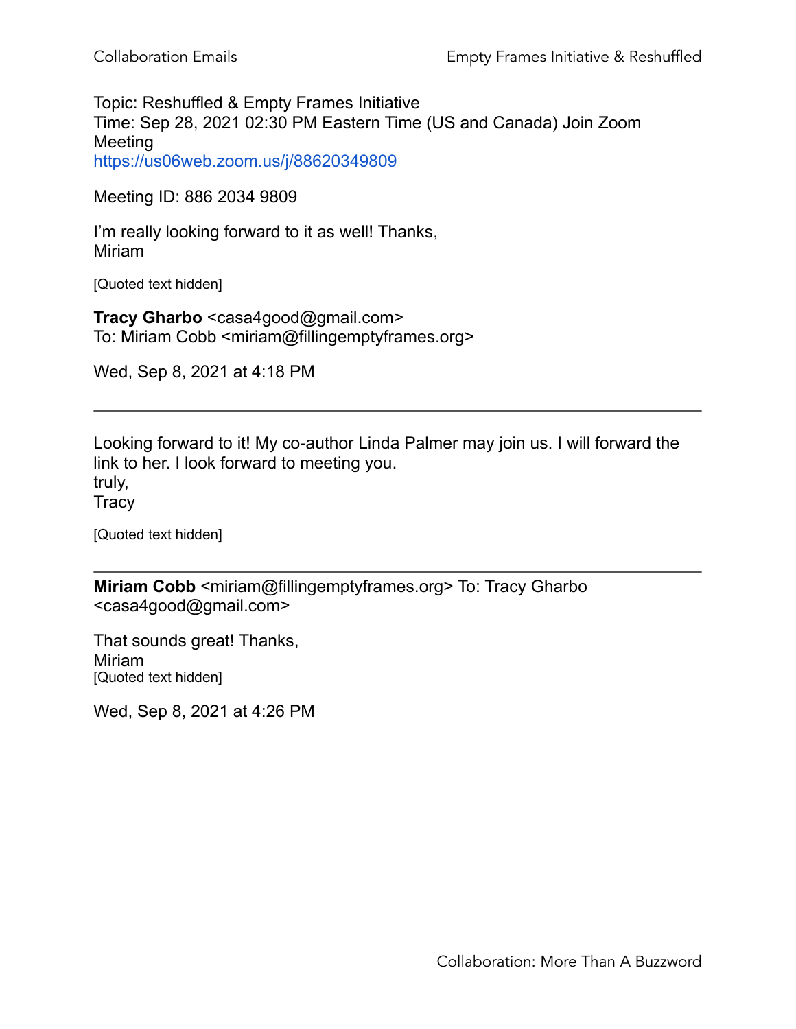Topic: Reshuffled & Empty Frames Initiative
Time: Sep 28, 2021 02:30 PM Eastern Time (US and Canada) Join Zoom Meeting
https://us06web.zoom.us/j/88620349809

Meeting ID: 886 2034 9809

I'm really looking forward to it as well! Thanks,
Miriam

[Quoted text hidden]

**Tracy Gharbo** <casa4good@gmail.com>
To: Miriam Cobb <miriam@fillingemptyframes.org>

Wed, Sep 8, 2021 at 4:18 PM

---

Looking forward to it! My co-author Linda Palmer may join us. I will forward the link to her. I look forward to meeting you.
truly,
Tracy

[Quoted text hidden]

---

**Miriam Cobb** <miriam@fillingemptyframes.org> To: Tracy Gharbo <casa4good@gmail.com>

That sounds great! Thanks,
Miriam
[Quoted text hidden]

Wed, Sep 8, 2021 at 4:26 PM